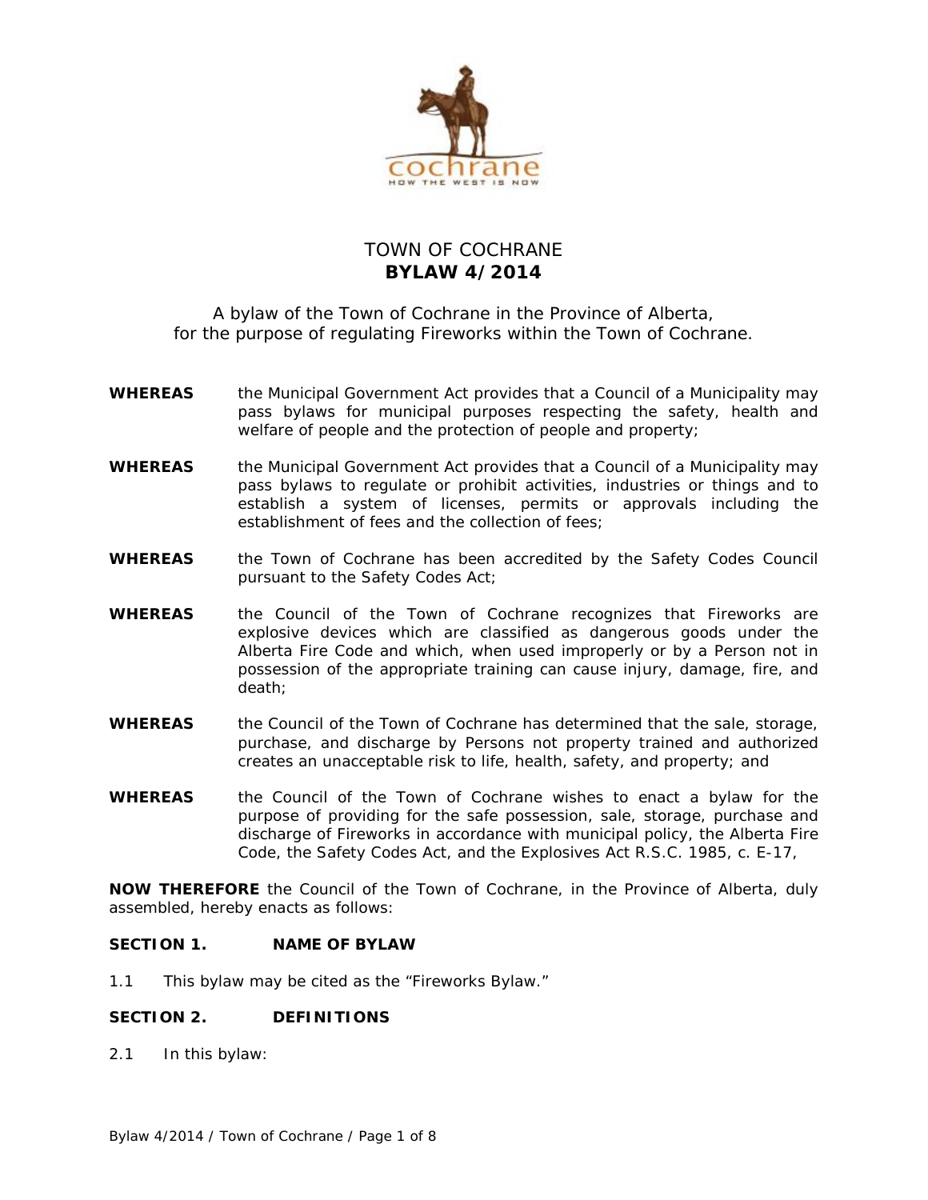# TOWN OF COCHRANE
## BYLAW 4/2014

A bylaw of the Town of Cochrane in the Province of Alberta, for the purpose of regulating Fireworks within the Town of Cochrane.

**WHEREAS** the Municipal Government Act provides that a Council of a Municipality may pass bylaws for municipal purposes respecting the safety, health and welfare of people and the protection of people and property;

**WHEREAS** the Municipal Government Act provides that a Council of a Municipality may pass bylaws to regulate or prohibit activities, industries or things and to establish a system of licenses, permits or approvals including the establishment of fees and the collection of fees;

**WHEREAS** the Town of Cochrane has been accredited by the Safety Codes Council pursuant to the Safety Codes Act;

**WHEREAS** the Council of the Town of Cochrane recognizes that Fireworks are explosive devices which are classified as dangerous goods under the Alberta Fire Code and which, when used improperly or by a Person not in possession of the appropriate training can cause injury, damage, fire, and death;

**WHEREAS** the Council of the Town of Cochrane has determined that the sale, storage, purchase, and discharge by Persons not property trained and authorized creates an unacceptable risk to life, health, safety, and property; and

**WHEREAS** the Council of the Town of Cochrane wishes to enact a bylaw for the purpose of providing for the safe possession, sale, storage, purchase and discharge of Fireworks in accordance with municipal policy, the Alberta Fire Code, the Safety Codes Act, and the Explosives Act R.S.C. 1985, c. E-17,

**NOW THEREFORE** the Council of the Town of Cochrane, in the Province of Alberta, duly assembled, hereby enacts as follows:

### SECTION 1. NAME OF BYLAW

1.1 This bylaw may be cited as the "Fireworks Bylaw."

### SECTION 2. DEFINITIONS

2.1 In this bylaw: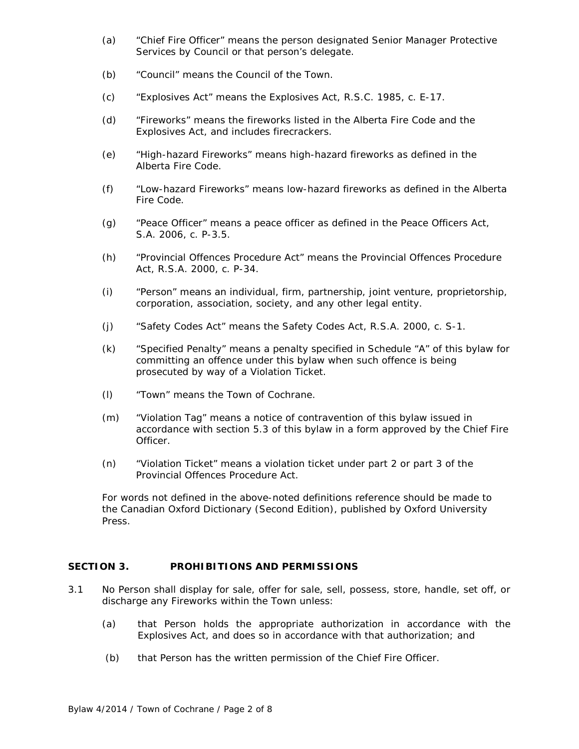(a) "Chief Fire Officer" means the person designated Senior Manager Protective Services by Council or that person's delegate.

(b) "Council" means the Council of the Town.

(c) "Explosives Act" means the Explosives Act, R.S.C. 1985, c. E-17.

(d) "Fireworks" means the fireworks listed in the Alberta Fire Code and the Explosives Act, and includes firecrackers.

(e) "High-hazard Fireworks" means high-hazard fireworks as defined in the Alberta Fire Code.

(f) "Low-hazard Fireworks" means low-hazard fireworks as defined in the Alberta Fire Code.

(g) "Peace Officer" means a peace officer as defined in the Peace Officers Act, S.A. 2006, c. P-3.5.

(h) "Provincial Offences Procedure Act" means the Provincial Offences Procedure Act, R.S.A. 2000, c. P-34.

(i) "Person" means an individual, firm, partnership, joint venture, proprietorship, corporation, association, society, and any other legal entity.

(j) "Safety Codes Act" means the Safety Codes Act, R.S.A. 2000, c. S-1.

(k) "Specified Penalty" means a penalty specified in Schedule "A" of this bylaw for committing an offence under this bylaw when such offence is being prosecuted by way of a Violation Ticket.

(l) "Town" means the Town of Cochrane.

(m) "Violation Tag" means a notice of contravention of this bylaw issued in accordance with section 5.3 of this bylaw in a form approved by the Chief Fire Officer.

(n) "Violation Ticket" means a violation ticket under part 2 or part 3 of the Provincial Offences Procedure Act.

For words not defined in the above-noted definitions reference should be made to the Canadian Oxford Dictionary (Second Edition), published by Oxford University Press.

## SECTION 3. PROHIBITIONS AND PERMISSIONS

3.1 No Person shall display for sale, offer for sale, sell, possess, store, handle, set off, or discharge any Fireworks within the Town unless:

(a) that Person holds the appropriate authorization in accordance with the Explosives Act, and does so in accordance with that authorization; and

(b) that Person has the written permission of the Chief Fire Officer.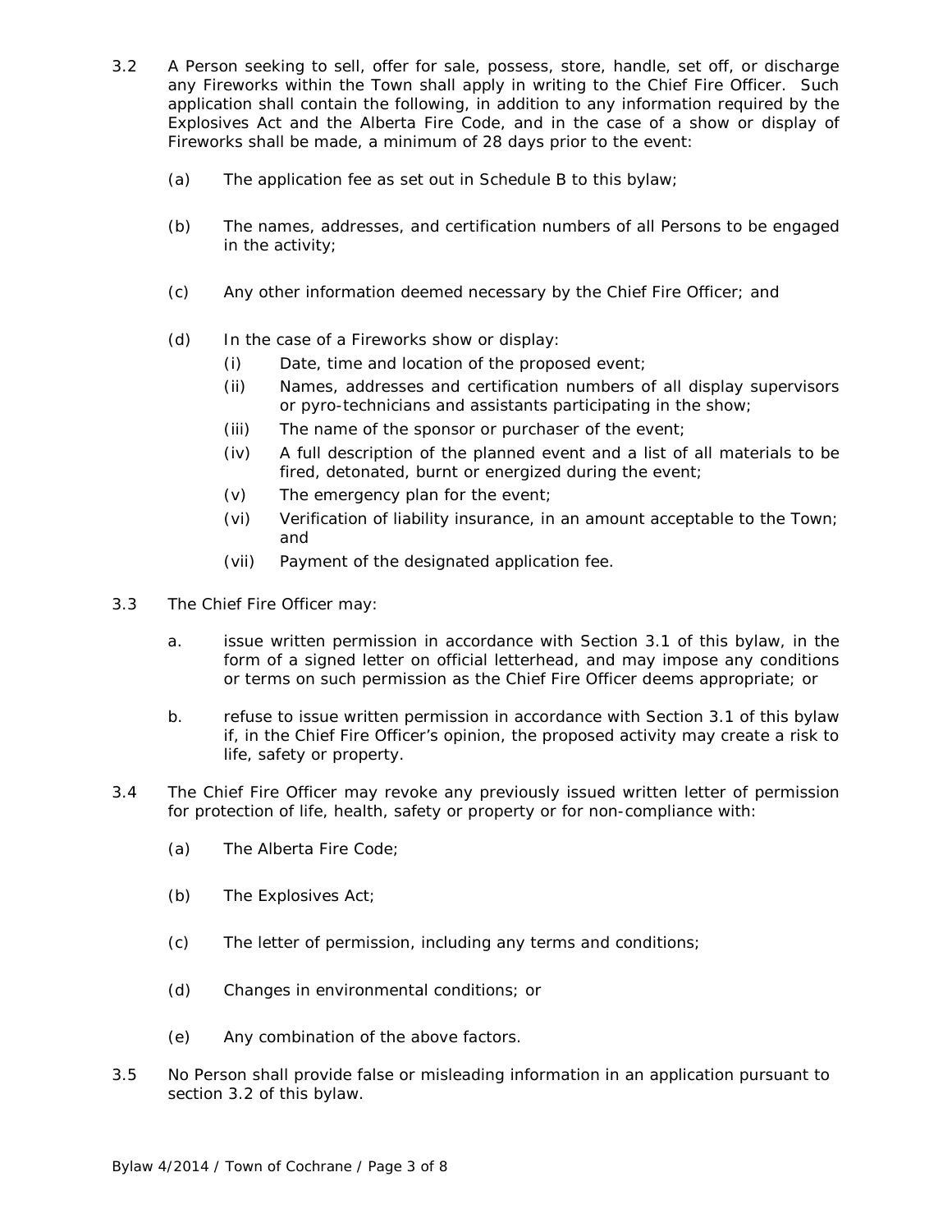3.2 A Person seeking to sell, offer for sale, possess, store, handle, set off, or discharge any Fireworks within the Town shall apply in writing to the Chief Fire Officer. Such application shall contain the following, in addition to any information required by the Explosives Act and the Alberta Fire Code, and in the case of a show or display of Fireworks shall be made, a minimum of 28 days prior to the event:

- (a) The application fee as set out in Schedule B to this bylaw;
- (b) The names, addresses, and certification numbers of all Persons to be engaged in the activity;
- (c) Any other information deemed necessary by the Chief Fire Officer; and
- (d) In the case of a Fireworks show or display:
  - (i) Date, time and location of the proposed event;
  - (ii) Names, addresses and certification numbers of all display supervisors or pyro-technicians and assistants participating in the show;
  - (iii) The name of the sponsor or purchaser of the event;
  - (iv) A full description of the planned event and a list of all materials to be fired, detonated, burnt or energized during the event;
  - (v) The emergency plan for the event;
  - (vi) Verification of liability insurance, in an amount acceptable to the Town; and
  - (vii) Payment of the designated application fee.

3.3 The Chief Fire Officer may:

- a. issue written permission in accordance with Section 3.1 of this bylaw, in the form of a signed letter on official letterhead, and may impose any conditions or terms on such permission as the Chief Fire Officer deems appropriate; or
- b. refuse to issue written permission in accordance with Section 3.1 of this bylaw if, in the Chief Fire Officer's opinion, the proposed activity may create a risk to life, safety or property.

3.4 The Chief Fire Officer may revoke any previously issued written letter of permission for protection of life, health, safety or property or for non-compliance with:

- (a) The Alberta Fire Code;
- (b) The Explosives Act;
- (c) The letter of permission, including any terms and conditions;
- (d) Changes in environmental conditions; or
- (e) Any combination of the above factors.

3.5 No Person shall provide false or misleading information in an application pursuant to section 3.2 of this bylaw.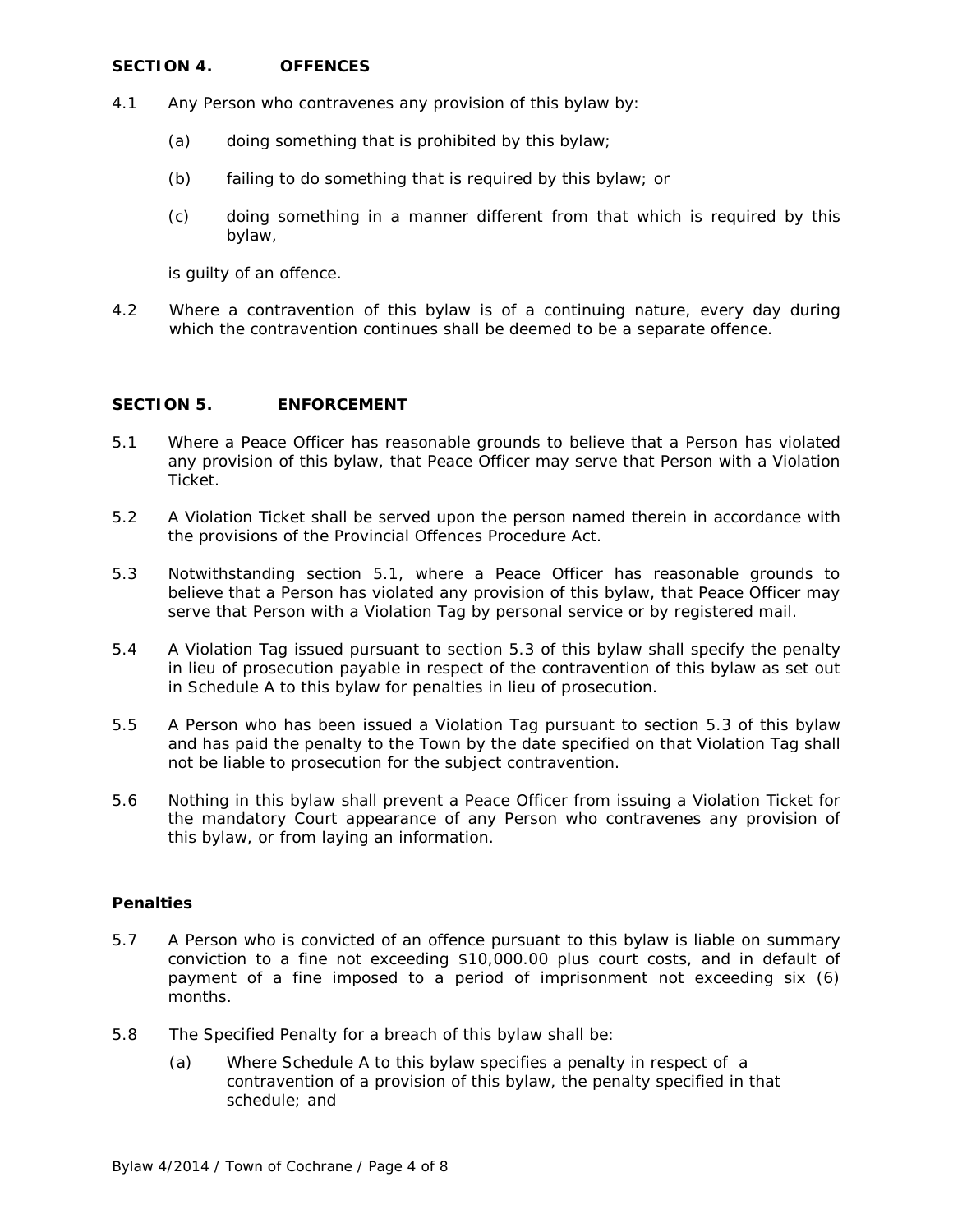## SECTION 4. OFFENCES

4.1 Any Person who contravenes any provision of this bylaw by:

(a) doing something that is prohibited by this bylaw;

(b) failing to do something that is required by this bylaw; or

(c) doing something in a manner different from that which is required by this bylaw,

is guilty of an offence.

4.2 Where a contravention of this bylaw is of a continuing nature, every day during which the contravention continues shall be deemed to be a separate offence.

## SECTION 5. ENFORCEMENT

5.1 Where a Peace Officer has reasonable grounds to believe that a Person has violated any provision of this bylaw, that Peace Officer may serve that Person with a Violation Ticket.

5.2 A Violation Ticket shall be served upon the person named therein in accordance with the provisions of the Provincial Offences Procedure Act.

5.3 Notwithstanding section 5.1, where a Peace Officer has reasonable grounds to believe that a Person has violated any provision of this bylaw, that Peace Officer may serve that Person with a Violation Tag by personal service or by registered mail.

5.4 A Violation Tag issued pursuant to section 5.3 of this bylaw shall specify the penalty in lieu of prosecution payable in respect of the contravention of this bylaw as set out in Schedule A to this bylaw for penalties in lieu of prosecution.

5.5 A Person who has been issued a Violation Tag pursuant to section 5.3 of this bylaw and has paid the penalty to the Town by the date specified on that Violation Tag shall not be liable to prosecution for the subject contravention.

5.6 Nothing in this bylaw shall prevent a Peace Officer from issuing a Violation Ticket for the mandatory Court appearance of any Person who contravenes any provision of this bylaw, or from laying an information.

### Penalties

5.7 A Person who is convicted of an offence pursuant to this bylaw is liable on summary conviction to a fine not exceeding $10,000.00 plus court costs, and in default of payment of a fine imposed to a period of imprisonment not exceeding six (6) months.

5.8 The Specified Penalty for a breach of this bylaw shall be:

(a) Where Schedule A to this bylaw specifies a penalty in respect of a contravention of a provision of this bylaw, the penalty specified in that schedule; and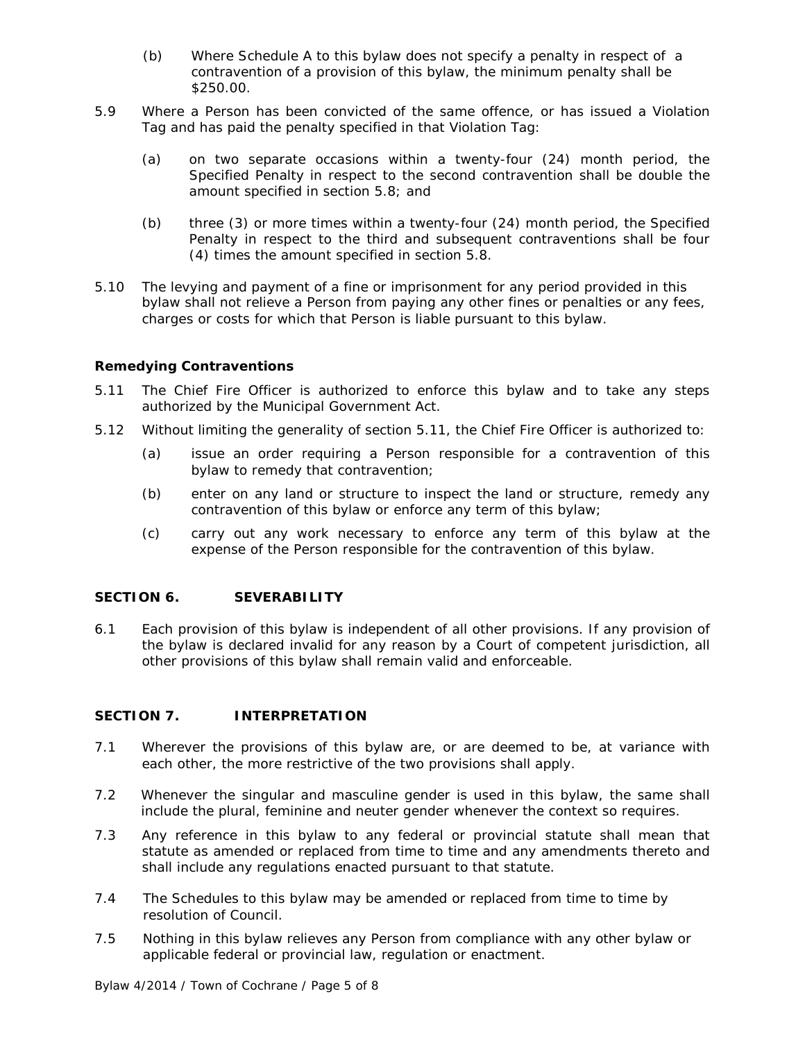(b) Where Schedule A to this bylaw does not specify a penalty in respect of a contravention of a provision of this bylaw, the minimum penalty shall be $250.00.

5.9 Where a Person has been convicted of the same offence, or has issued a Violation Tag and has paid the penalty specified in that Violation Tag:

(a) on two separate occasions within a twenty-four (24) month period, the Specified Penalty in respect to the second contravention shall be double the amount specified in section 5.8; and

(b) three (3) or more times within a twenty-four (24) month period, the Specified Penalty in respect to the third and subsequent contraventions shall be four (4) times the amount specified in section 5.8.

5.10 The levying and payment of a fine or imprisonment for any period provided in this bylaw shall not relieve a Person from paying any other fines or penalties or any fees, charges or costs for which that Person is liable pursuant to this bylaw.

**Remedying Contraventions**

5.11 The Chief Fire Officer is authorized to enforce this bylaw and to take any steps authorized by the Municipal Government Act.

5.12 Without limiting the generality of section 5.11, the Chief Fire Officer is authorized to:

(a) issue an order requiring a Person responsible for a contravention of this bylaw to remedy that contravention;

(b) enter on any land or structure to inspect the land or structure, remedy any contravention of this bylaw or enforce any term of this bylaw;

(c) carry out any work necessary to enforce any term of this bylaw at the expense of the Person responsible for the contravention of this bylaw.

## SECTION 6. SEVERABILITY

6.1 Each provision of this bylaw is independent of all other provisions. If any provision of the bylaw is declared invalid for any reason by a Court of competent jurisdiction, all other provisions of this bylaw shall remain valid and enforceable.

## SECTION 7. INTERPRETATION

7.1 Wherever the provisions of this bylaw are, or are deemed to be, at variance with each other, the more restrictive of the two provisions shall apply.

7.2 Whenever the singular and masculine gender is used in this bylaw, the same shall include the plural, feminine and neuter gender whenever the context so requires.

7.3 Any reference in this bylaw to any federal or provincial statute shall mean that statute as amended or replaced from time to time and any amendments thereto and shall include any regulations enacted pursuant to that statute.

7.4 The Schedules to this bylaw may be amended or replaced from time to time by resolution of Council.

7.5 Nothing in this bylaw relieves any Person from compliance with any other bylaw or applicable federal or provincial law, regulation or enactment.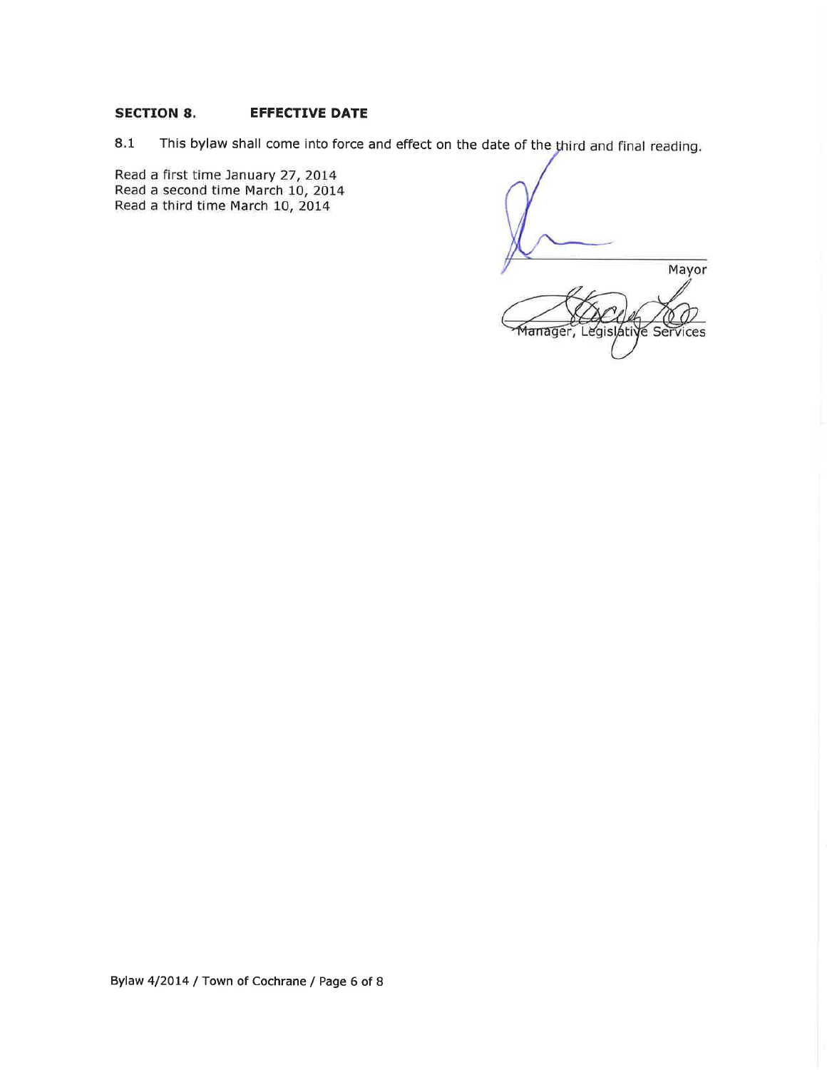## SECTION 8. EFFECTIVE DATE

8.1 This bylaw shall come into force and effect on the date of the third and final reading.

Read a first time January 27, 2014
Read a second time March 10, 2014
Read a third time March 10, 2014

Mayor

Manager, Legislative Services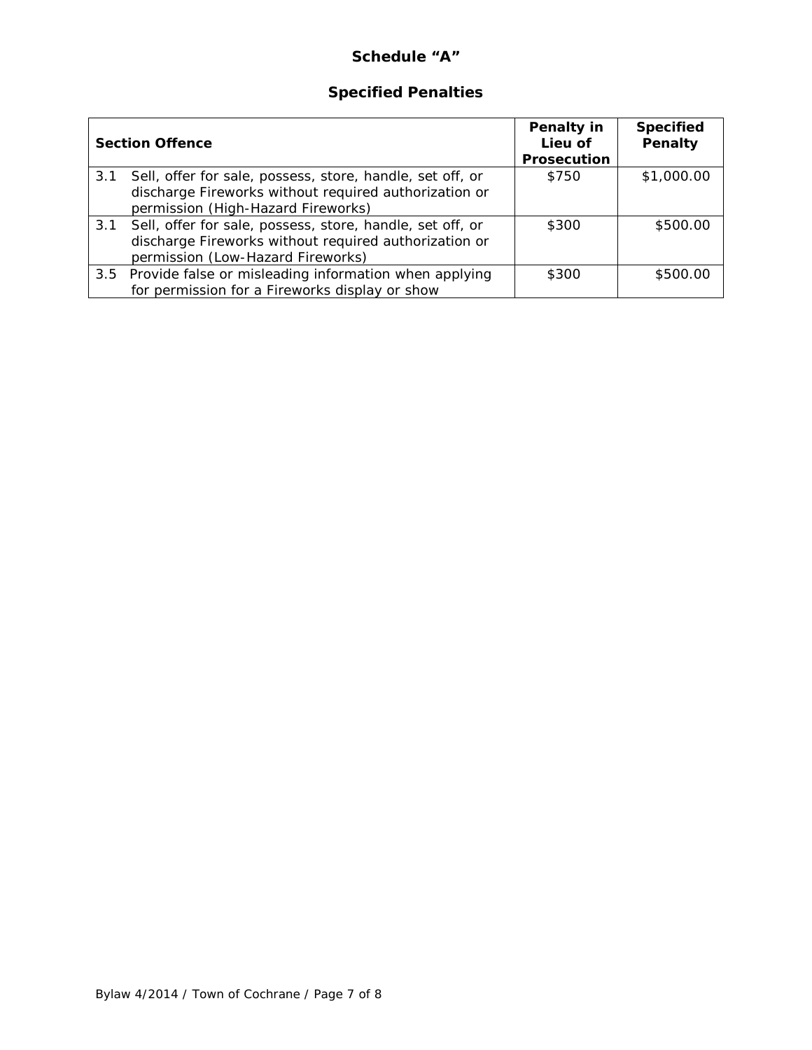# Schedule "A"

## Specified Penalties

| Section Offence | Penalty in Lieu of Prosecution | Specified Penalty |
|---|---|---|
| 3.1 Sell, offer for sale, possess, store, handle, set off, or discharge Fireworks without required authorization or permission (High-Hazard Fireworks) | $750 | $1,000.00 |
| 3.1 Sell, offer for sale, possess, store, handle, set off, or discharge Fireworks without required authorization or permission (Low-Hazard Fireworks) | $300 | $500.00 |
| 3.5 Provide false or misleading information when applying for permission for a Fireworks display or show | $300 | $500.00 |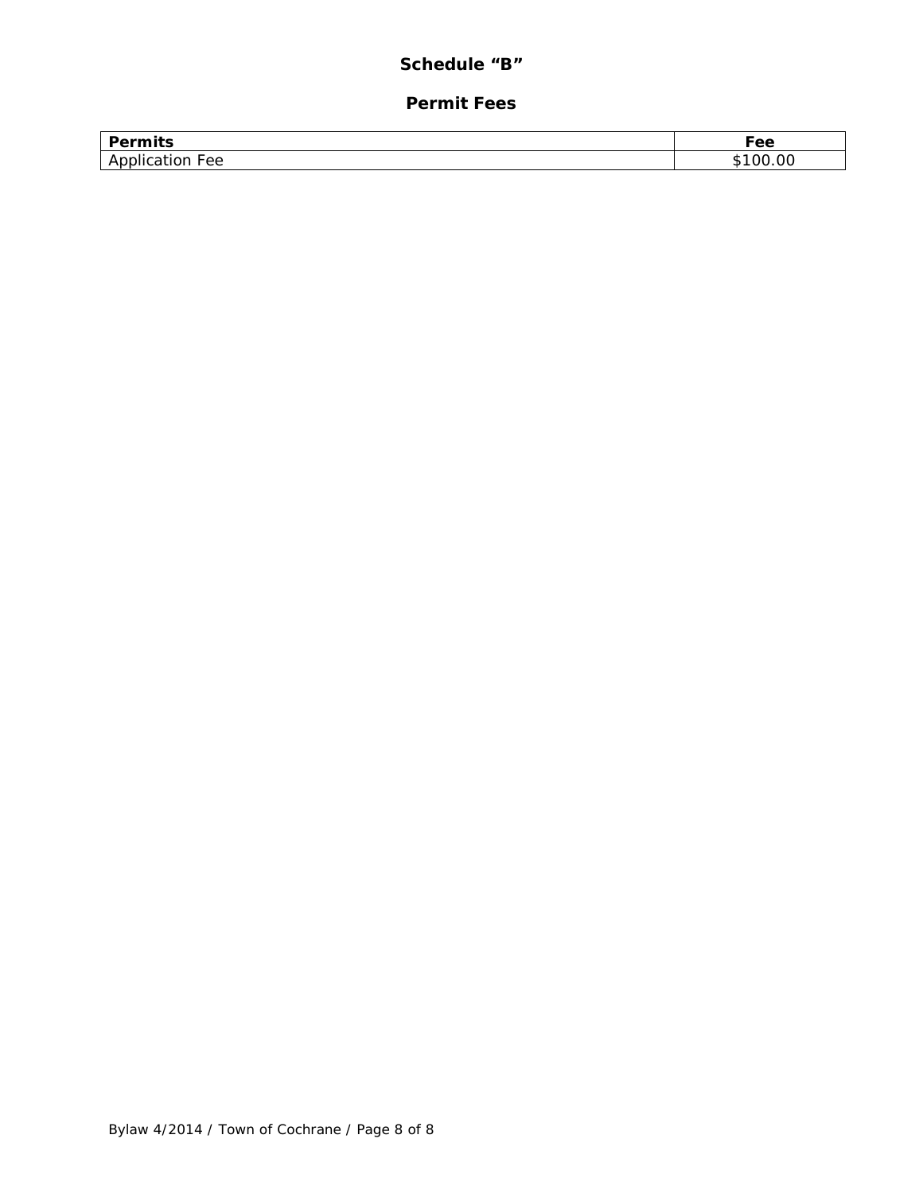## Schedule “B”

## Permit Fees

| Permits | Fee |
| --- | --- |
| Application Fee | $100.00 |